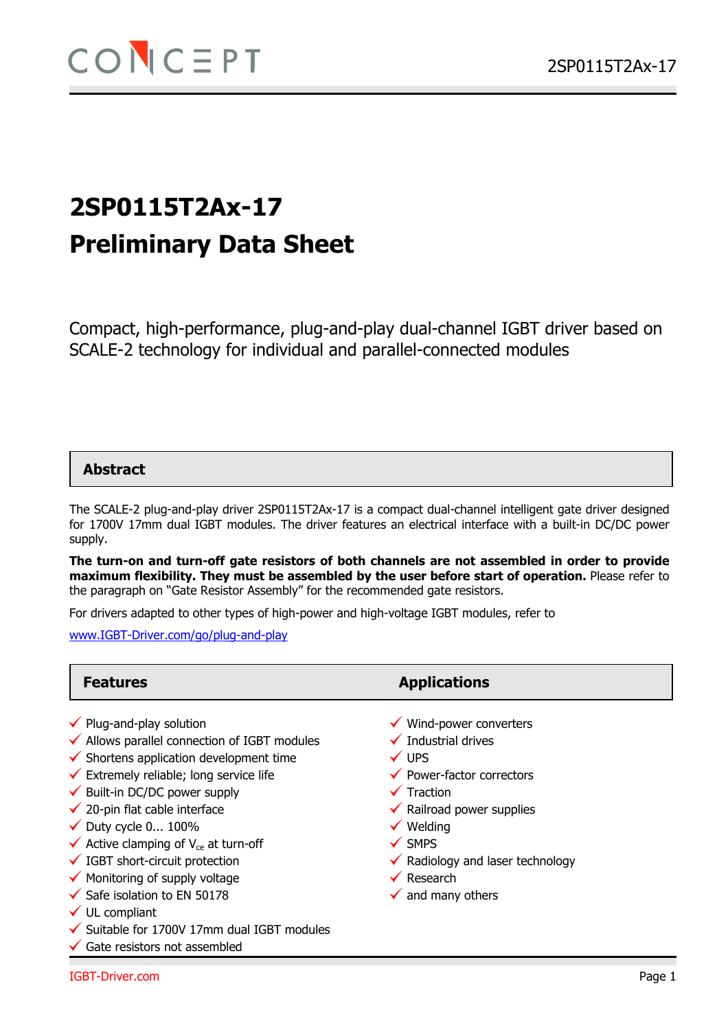# 2SP0115T2Ax-17

# Preliminary Data Sheet

Compact, high-performance, plug-and-play dual-channel IGBT driver based on SCALE-2 technology for individual and parallel-connected modules

## Abstract

The SCALE-2 plug-and-play driver 2SP0115T2Ax-17 is a compact dual-channel intelligent gate driver designed for 1700V 17mm dual IGBT modules. The driver features an electrical interface with a built-in DC/DC power supply.

**The turn-on and turn-off gate resistors of both channels are not assembled in order to provide maximum flexibility. They must be assembled by the user before start of operation.** Please refer to the paragraph on "Gate Resistor Assembly" for the recommended gate resistors.

For drivers adapted to other types of high-power and high-voltage IGBT modules, refer to

www.IGBT-Driver.com/go/plug-and-play

## Features

- ✓ Plug-and-play solution
- ✓ Allows parallel connection of IGBT modules
- ✓ Shortens application development time
- ✓ Extremely reliable; long service life
- ✓ Built-in DC/DC power supply
- ✓ 20-pin flat cable interface
- ✓ Duty cycle 0... 100%
- ✓ Active clamping of $V_{ce}$ at turn-off
- ✓ IGBT short-circuit protection
- ✓ Monitoring of supply voltage
- ✓ Safe isolation to EN 50178
- ✓ UL compliant
- ✓ Suitable for 1700V 17mm dual IGBT modules
- ✓ Gate resistors not assembled

## Applications

- ✓ Wind-power converters
- ✓ Industrial drives
- ✓ UPS
- ✓ Power-factor correctors
- ✓ Traction
- ✓ Railroad power supplies
- ✓ Welding
- ✓ SMPS
- ✓ Radiology and laser technology
- ✓ Research
- ✓ and many others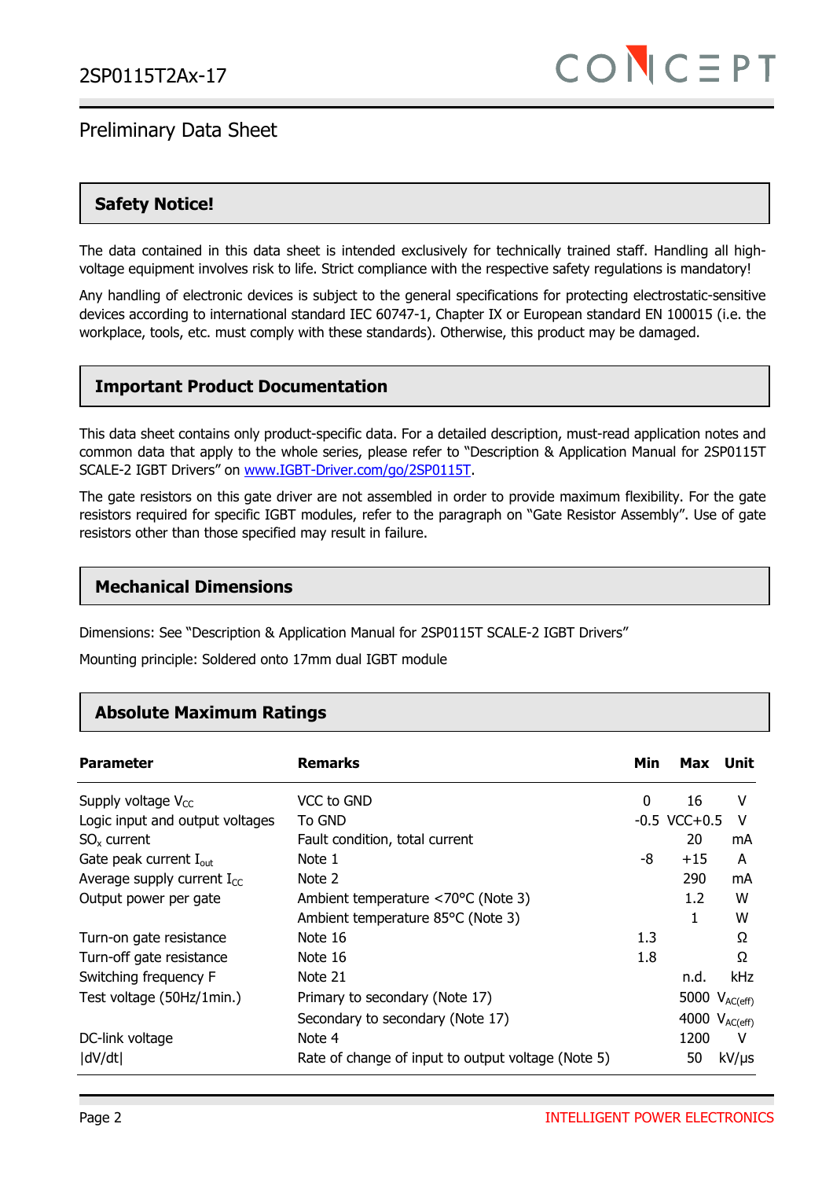## Safety Notice!

The data contained in this data sheet is intended exclusively for technically trained staff. Handling all high-voltage equipment involves risk to life. Strict compliance with the respective safety regulations is mandatory!

Any handling of electronic devices is subject to the general specifications for protecting electrostatic-sensitive devices according to international standard IEC 60747-1, Chapter IX or European standard EN 100015 (i.e. the workplace, tools, etc. must comply with these standards). Otherwise, this product may be damaged.

## Important Product Documentation

This data sheet contains only product-specific data. For a detailed description, must-read application notes and common data that apply to the whole series, please refer to "Description & Application Manual for 2SP0115T SCALE-2 IGBT Drivers" on www.IGBT-Driver.com/go/2SP0115T.

The gate resistors on this gate driver are not assembled in order to provide maximum flexibility. For the gate resistors required for specific IGBT modules, refer to the paragraph on "Gate Resistor Assembly". Use of gate resistors other than those specified may result in failure.

## Mechanical Dimensions

Dimensions: See "Description & Application Manual for 2SP0115T SCALE-2 IGBT Drivers"

Mounting principle: Soldered onto 17mm dual IGBT module

## Absolute Maximum Ratings

| Parameter | Remarks | Min | Max | Unit |
|---|---|---|---|---|
| Supply voltage $V_{CC}$ | VCC to GND | 0 | 16 | V |
| Logic input and output voltages | To GND | -0.5 | VCC+0.5 | V |
| $SO_x$ current | Fault condition, total current | | 20 | mA |
| Gate peak current $I_{out}$ | Note 1 | -8 | +15 | A |
| Average supply current $I_{CC}$ | Note 2 | | 290 | mA |
| Output power per gate | Ambient temperature <70°C (Note 3) | | 1.2 | W |
| | Ambient temperature 85°C (Note 3) | | 1 | W |
| Turn-on gate resistance | Note 16 | 1.3 | | Ω |
| Turn-off gate resistance | Note 16 | 1.8 | | Ω |
| Switching frequency F | Note 21 | | n.d. | kHz |
| Test voltage (50Hz/1min.) | Primary to secondary (Note 17) | | 5000 | $V_{AC(eff)}$ |
| | Secondary to secondary (Note 17) | | 4000 | $V_{AC(eff)}$ |
| DC-link voltage | Note 4 | | 1200 | V |
| \|dV/dt\| | Rate of change of input to output voltage (Note 5) | | 50 | kV/μs |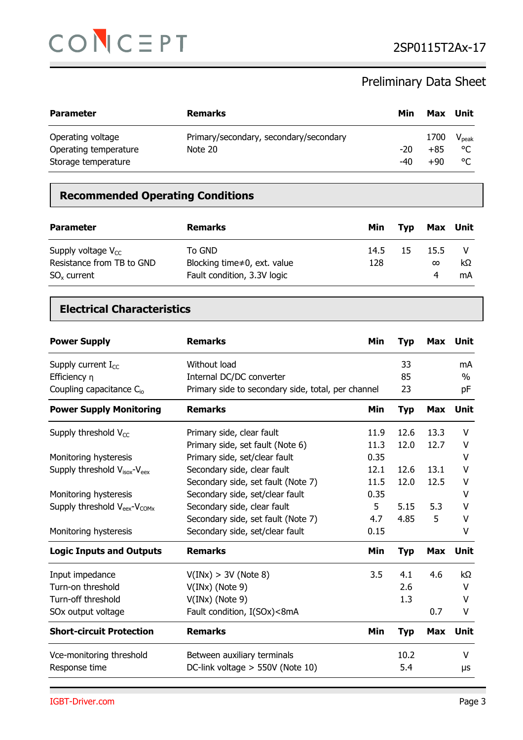Preliminary Data Sheet

| Parameter | Remarks | Min | Max | Unit |
|---|---|---|---|---|
| Operating voltage | Primary/secondary, secondary/secondary | | 1700 | $V_{peak}$ |
| Operating temperature | Note 20 | -20 | +85 | °C |
| Storage temperature | | -40 | +90 | °C |

## Recommended Operating Conditions

| Parameter | Remarks | Min | Typ | Max | Unit |
|---|---|---|---|---|---|
| Supply voltage $V_{CC}$ | To GND | 14.5 | 15 | 15.5 | V |
| Resistance from TB to GND | Blocking time≠0, ext. value | 128 | | ∞ | kΩ |
| $SO_x$ current | Fault condition, 3.3V logic | | | 4 | mA |

## Electrical Characteristics

| Power Supply | Remarks | Min | Typ | Max | Unit |
|---|---|---|---|---|---|
| Supply current $I_{CC}$ | Without load | | 33 | | mA |
| Efficiency η | Internal DC/DC converter | | 85 | | % |
| Coupling capacitance $C_{io}$ | Primary side to secondary side, total, per channel | | 23 | | pF |

| Power Supply Monitoring | Remarks | Min | Typ | Max | Unit |
|---|---|---|---|---|---|
| Supply threshold $V_{CC}$ | Primary side, clear fault | 11.9 | 12.6 | 13.3 | V |
| | Primary side, set fault (Note 6) | 11.3 | 12.0 | 12.7 | V |
| Monitoring hysteresis | Primary side, set/clear fault | 0.35 | | | V |
| Supply threshold $V_{isox}$-$V_{eex}$ | Secondary side, clear fault | 12.1 | 12.6 | 13.1 | V |
| | Secondary side, set fault (Note 7) | 11.5 | 12.0 | 12.5 | V |
| Monitoring hysteresis | Secondary side, set/clear fault | 0.35 | | | V |
| Supply threshold $V_{eex}$-$V_{COMx}$ | Secondary side, clear fault | 5 | 5.15 | 5.3 | V |
| | Secondary side, set fault (Note 7) | 4.7 | 4.85 | 5 | V |
| Monitoring hysteresis | Secondary side, set/clear fault | 0.15 | | | V |

| Logic Inputs and Outputs | Remarks | Min | Typ | Max | Unit |
|---|---|---|---|---|---|
| Input impedance | V(INx) > 3V (Note 8) | 3.5 | 4.1 | 4.6 | kΩ |
| Turn-on threshold | V(INx) (Note 9) | | 2.6 | | V |
| Turn-off threshold | V(INx) (Note 9) | | 1.3 | | V |
| SOx output voltage | Fault condition, I(SOx)<8mA | | | 0.7 | V |

| Short-circuit Protection | Remarks | Min | Typ | Max | Unit |
|---|---|---|---|---|---|
| Vce-monitoring threshold | Between auxiliary terminals | | 10.2 | | V |
| Response time | DC-link voltage > 550V (Note 10) | | 5.4 | | µs |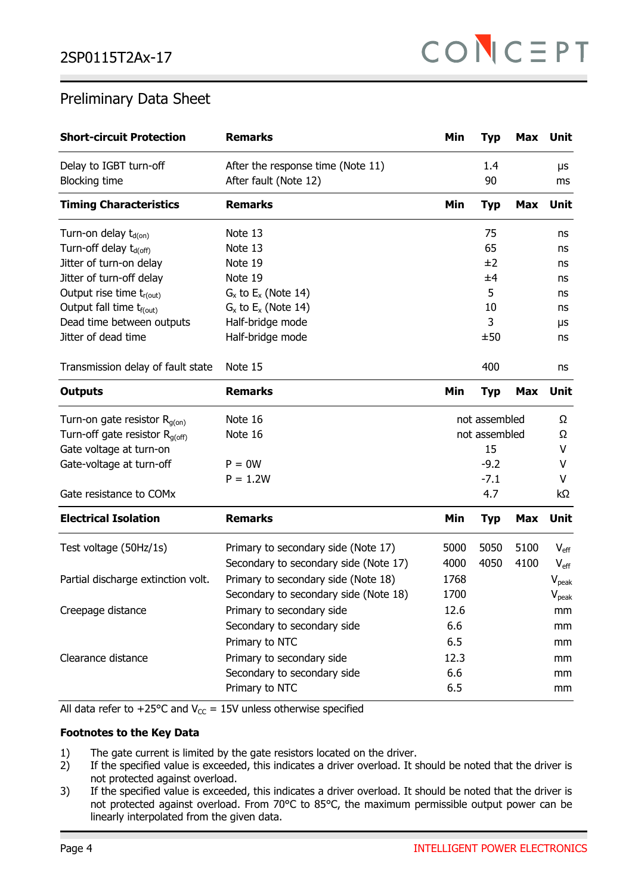## Preliminary Data Sheet

| Short-circuit Protection | Remarks | Min | Typ | Max | Unit |
|---|---|---|---|---|---|
| Delay to IGBT turn-off | After the response time (Note 11) | | 1.4 | | µs |
| Blocking time | After fault (Note 12) | | 90 | | ms |
| **Timing Characteristics** | **Remarks** | **Min** | **Typ** | **Max** | **Unit** |
| Turn-on delay $t_{d(on)}$ | Note 13 | | 75 | | ns |
| Turn-off delay $t_{d(off)}$ | Note 13 | | 65 | | ns |
| Jitter of turn-on delay | Note 19 | | ±2 | | ns |
| Jitter of turn-off delay | Note 19 | | ±4 | | ns |
| Output rise time $t_{r(out)}$ | $G_x$ to $E_x$ (Note 14) | | 5 | | ns |
| Output fall time $t_{f(out)}$ | $G_x$ to $E_x$ (Note 14) | | 10 | | ns |
| Dead time between outputs | Half-bridge mode | | 3 | | µs |
| Jitter of dead time | Half-bridge mode | | ±50 | | ns |
| Transmission delay of fault state | Note 15 | | 400 | | ns |
| **Outputs** | **Remarks** | **Min** | **Typ** | **Max** | **Unit** |
| Turn-on gate resistor $R_{g(on)}$ | Note 16 | | not assembled | | Ω |
| Turn-off gate resistor $R_{g(off)}$ | Note 16 | | not assembled | | Ω |
| Gate voltage at turn-on | | | 15 | | V |
| Gate-voltage at turn-off | P = 0W | | -9.2 | | V |
| | P = 1.2W | | -7.1 | | V |
| Gate resistance to COMx | | | 4.7 | | kΩ |
| **Electrical Isolation** | **Remarks** | **Min** | **Typ** | **Max** | **Unit** |
| Test voltage (50Hz/1s) | Primary to secondary side (Note 17) | 5000 | 5050 | 5100 | $V_{eff}$ |
| | Secondary to secondary side (Note 17) | 4000 | 4050 | 4100 | $V_{eff}$ |
| Partial discharge extinction volt. | Primary to secondary side (Note 18) | 1768 | | | $V_{peak}$ |
| | Secondary to secondary side (Note 18) | 1700 | | | $V_{peak}$ |
| Creepage distance | Primary to secondary side | 12.6 | | | mm |
| | Secondary to secondary side | 6.6 | | | mm |
| | Primary to NTC | 6.5 | | | mm |
| Clearance distance | Primary to secondary side | 12.3 | | | mm |
| | Secondary to secondary side | 6.6 | | | mm |
| | Primary to NTC | 6.5 | | | mm |

All data refer to +25°C and $V_{CC}$ = 15V unless otherwise specified

### Footnotes to the Key Data

1) The gate current is limited by the gate resistors located on the driver.
2) If the specified value is exceeded, this indicates a driver overload. It should be noted that the driver is not protected against overload.
3) If the specified value is exceeded, this indicates a driver overload. It should be noted that the driver is not protected against overload. From 70°C to 85°C, the maximum permissible output power can be linearly interpolated from the given data.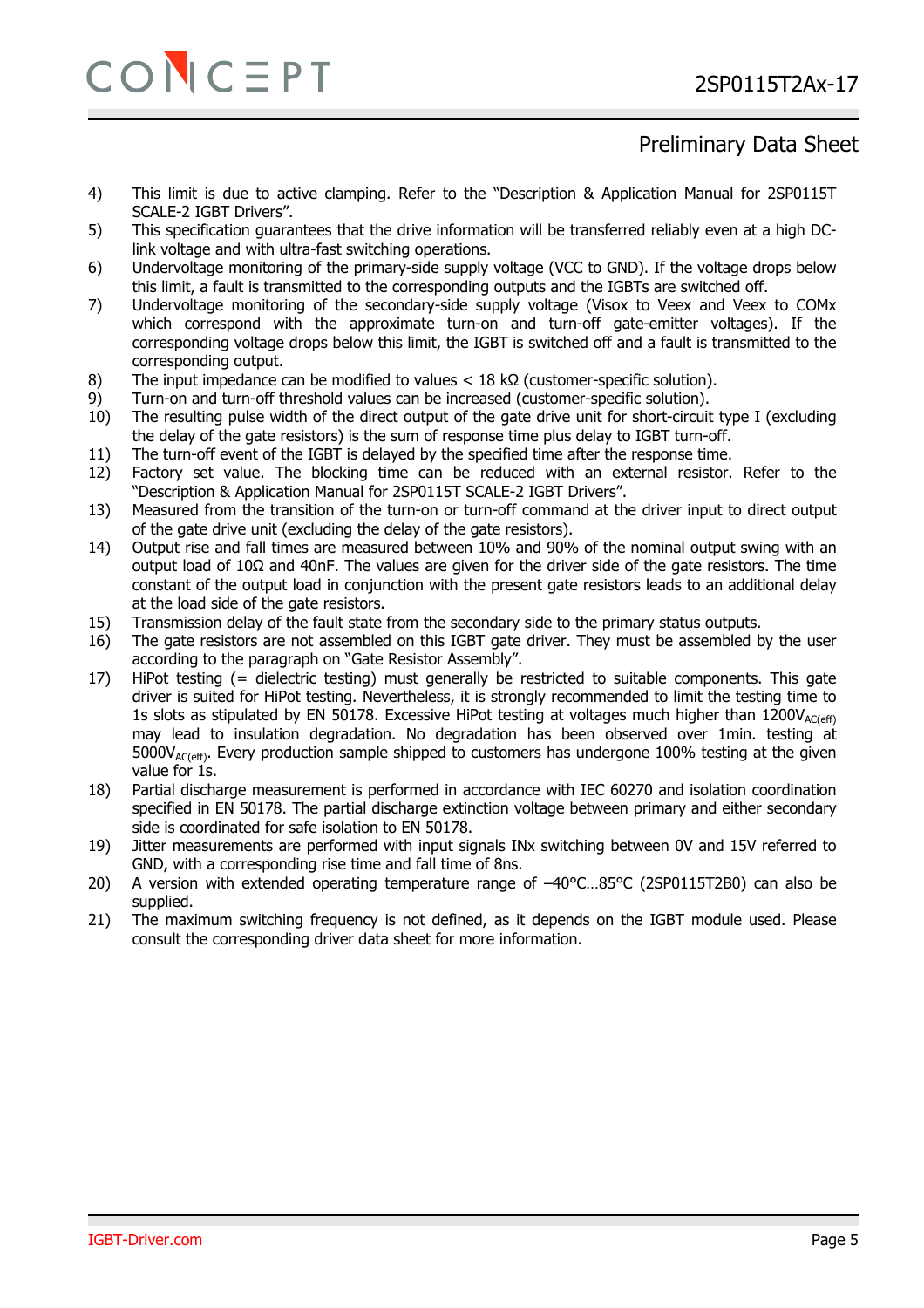4) This limit is due to active clamping. Refer to the "Description & Application Manual for 2SP0115T SCALE-2 IGBT Drivers".
5) This specification guarantees that the drive information will be transferred reliably even at a high DC-link voltage and with ultra-fast switching operations.
6) Undervoltage monitoring of the primary-side supply voltage (VCC to GND). If the voltage drops below this limit, a fault is transmitted to the corresponding outputs and the IGBTs are switched off.
7) Undervoltage monitoring of the secondary-side supply voltage (Visox to Veex and Veex to COMx which correspond with the approximate turn-on and turn-off gate-emitter voltages). If the corresponding voltage drops below this limit, the IGBT is switched off and a fault is transmitted to the corresponding output.
8) The input impedance can be modified to values < 18 kΩ (customer-specific solution).
9) Turn-on and turn-off threshold values can be increased (customer-specific solution).
10) The resulting pulse width of the direct output of the gate drive unit for short-circuit type I (excluding the delay of the gate resistors) is the sum of response time plus delay to IGBT turn-off.
11) The turn-off event of the IGBT is delayed by the specified time after the response time.
12) Factory set value. The blocking time can be reduced with an external resistor. Refer to the "Description & Application Manual for 2SP0115T SCALE-2 IGBT Drivers".
13) Measured from the transition of the turn-on or turn-off command at the driver input to direct output of the gate drive unit (excluding the delay of the gate resistors).
14) Output rise and fall times are measured between 10% and 90% of the nominal output swing with an output load of 10Ω and 40nF. The values are given for the driver side of the gate resistors. The time constant of the output load in conjunction with the present gate resistors leads to an additional delay at the load side of the gate resistors.
15) Transmission delay of the fault state from the secondary side to the primary status outputs.
16) The gate resistors are not assembled on this IGBT gate driver. They must be assembled by the user according to the paragraph on "Gate Resistor Assembly".
17) HiPot testing (= dielectric testing) must generally be restricted to suitable components. This gate driver is suited for HiPot testing. Nevertheless, it is strongly recommended to limit the testing time to 1s slots as stipulated by EN 50178. Excessive HiPot testing at voltages much higher than $1200V_{AC(eff)}$ may lead to insulation degradation. No degradation has been observed over 1min. testing at $5000V_{AC(eff)}$. Every production sample shipped to customers has undergone 100% testing at the given value for 1s.
18) Partial discharge measurement is performed in accordance with IEC 60270 and isolation coordination specified in EN 50178. The partial discharge extinction voltage between primary and either secondary side is coordinated for safe isolation to EN 50178.
19) Jitter measurements are performed with input signals INx switching between 0V and 15V referred to GND, with a corresponding rise time and fall time of 8ns.
20) A version with extended operating temperature range of –40°C…85°C (2SP0115T2B0) can also be supplied.
21) The maximum switching frequency is not defined, as it depends on the IGBT module used. Please consult the corresponding driver data sheet for more information.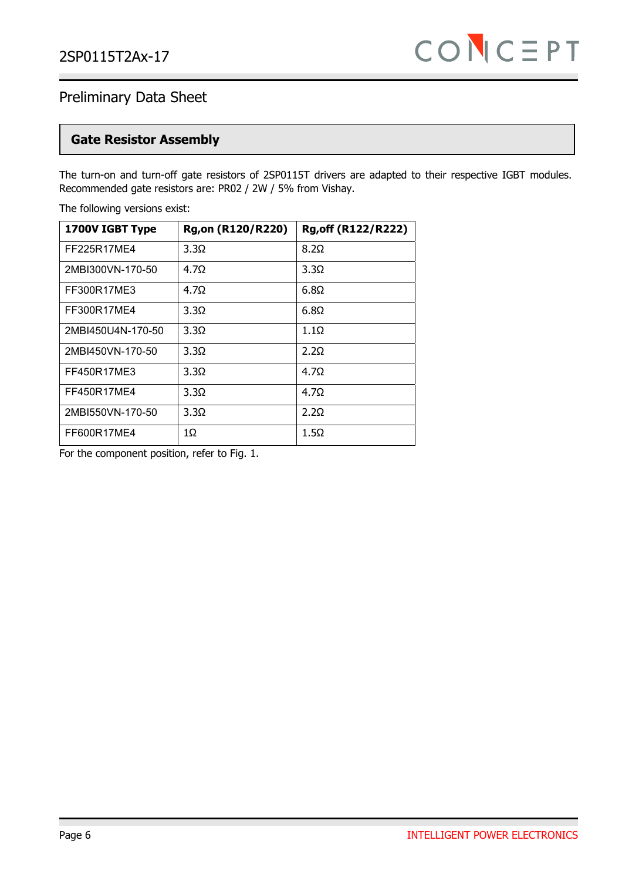## Gate Resistor Assembly

The turn-on and turn-off gate resistors of 2SP0115T drivers are adapted to their respective IGBT modules. Recommended gate resistors are: PR02 / 2W / 5% from Vishay.

The following versions exist:

| 1700V IGBT Type | Rg,on (R120/R220) | Rg,off (R122/R222) |
|---|---|---|
| FF225R17ME4 | 3.3Ω | 8.2Ω |
| 2MBI300VN-170-50 | 4.7Ω | 3.3Ω |
| FF300R17ME3 | 4.7Ω | 6.8Ω |
| FF300R17ME4 | 3.3Ω | 6.8Ω |
| 2MBI450U4N-170-50 | 3.3Ω | 1.1Ω |
| 2MBI450VN-170-50 | 3.3Ω | 2.2Ω |
| FF450R17ME3 | 3.3Ω | 4.7Ω |
| FF450R17ME4 | 3.3Ω | 4.7Ω |
| 2MBI550VN-170-50 | 3.3Ω | 2.2Ω |
| FF600R17ME4 | 1Ω | 1.5Ω |

For the component position, refer to Fig. 1.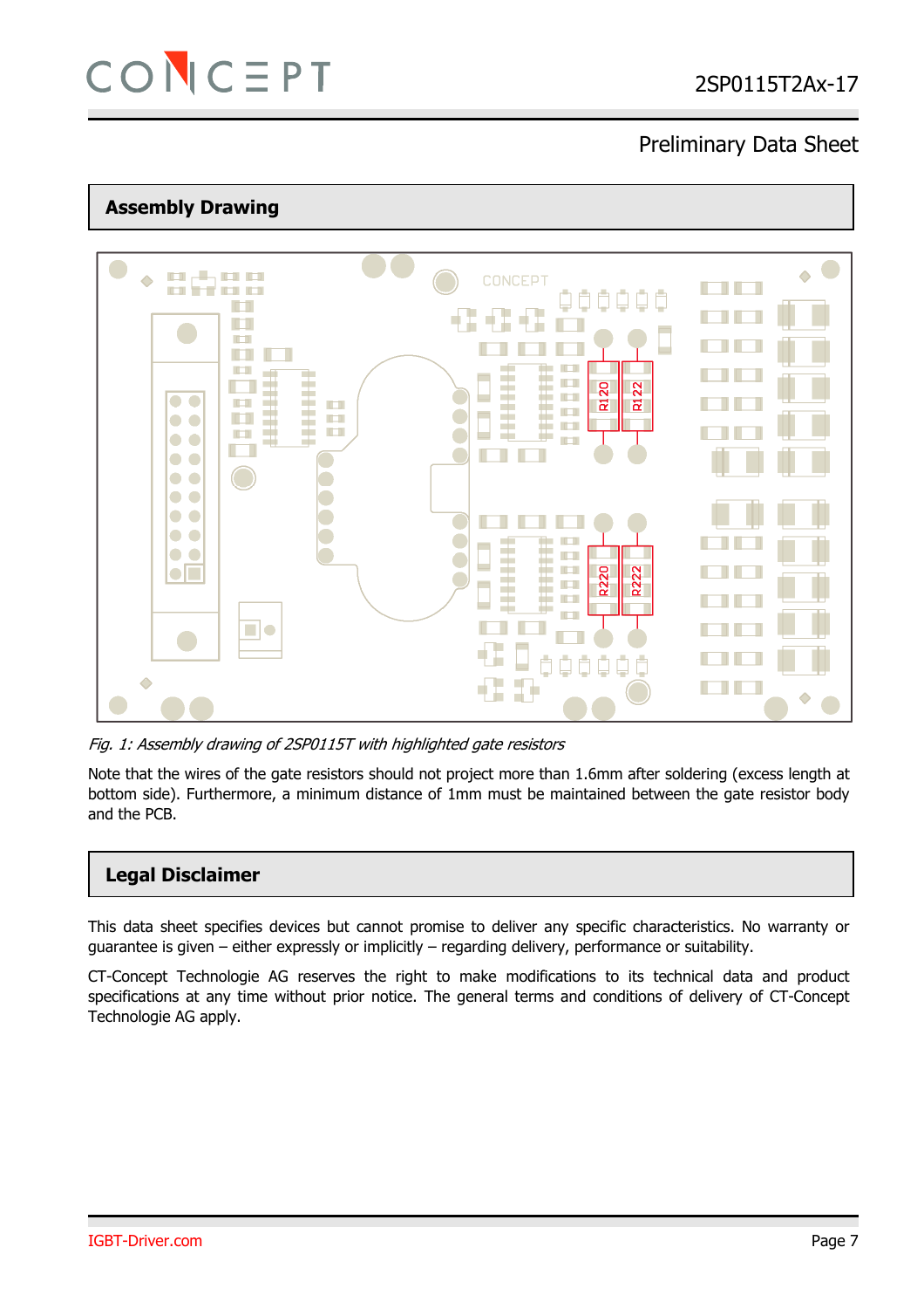## Assembly Drawing

*Fig. 1: Assembly drawing of 2SP0115T with highlighted gate resistors*

Note that the wires of the gate resistors should not project more than 1.6mm after soldering (excess length at bottom side). Furthermore, a minimum distance of 1mm must be maintained between the gate resistor body and the PCB.

## Legal Disclaimer

This data sheet specifies devices but cannot promise to deliver any specific characteristics. No warranty or guarantee is given – either expressly or implicitly – regarding delivery, performance or suitability.

CT-Concept Technologie AG reserves the right to make modifications to its technical data and product specifications at any time without prior notice. The general terms and conditions of delivery of CT-Concept Technologie AG apply.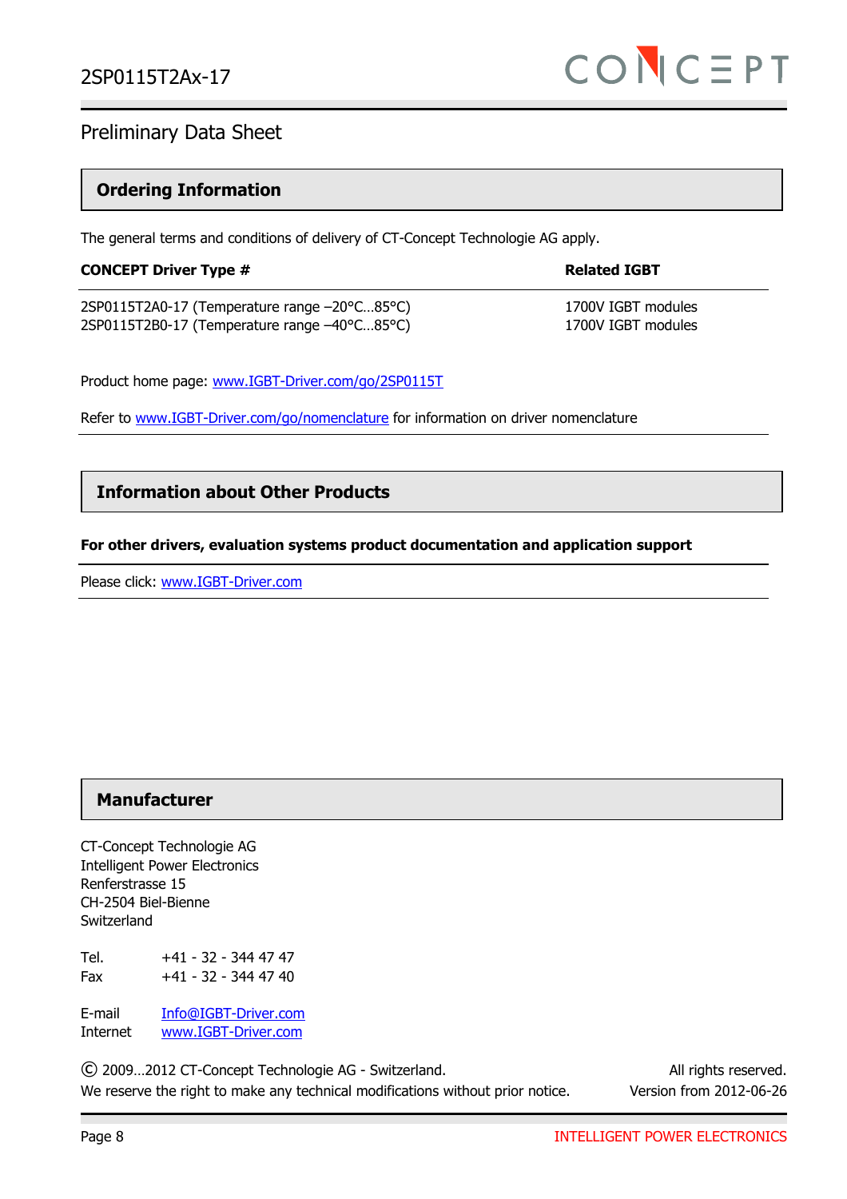## Ordering Information

The general terms and conditions of delivery of CT-Concept Technologie AG apply.

| CONCEPT Driver Type # | Related IGBT |
|---|---|
| 2SP0115T2A0-17 (Temperature range –20°C…85°C) | 1700V IGBT modules |
| 2SP0115T2B0-17 (Temperature range –40°C…85°C) | 1700V IGBT modules |

Product home page: [www.IGBT-Driver.com/go/2SP0115T](http://www.IGBT-Driver.com/go/2SP0115T)

Refer to [www.IGBT-Driver.com/go/nomenclature](http://www.IGBT-Driver.com/go/nomenclature) for information on driver nomenclature

## Information about Other Products

**For other drivers, evaluation systems product documentation and application support**

Please click: [www.IGBT-Driver.com](http://www.IGBT-Driver.com)

## Manufacturer

CT-Concept Technologie AG
Intelligent Power Electronics
Renferstrasse 15
CH-2504 Biel-Bienne
Switzerland

Tel. +41 - 32 - 344 47 47
Fax +41 - 32 - 344 47 40

E-mail [Info@IGBT-Driver.com](mailto:Info@IGBT-Driver.com)
Internet [www.IGBT-Driver.com](http://www.IGBT-Driver.com)

© 2009…2012 CT-Concept Technologie AG - Switzerland. All rights reserved.
We reserve the right to make any technical modifications without prior notice. Version from 2012-06-26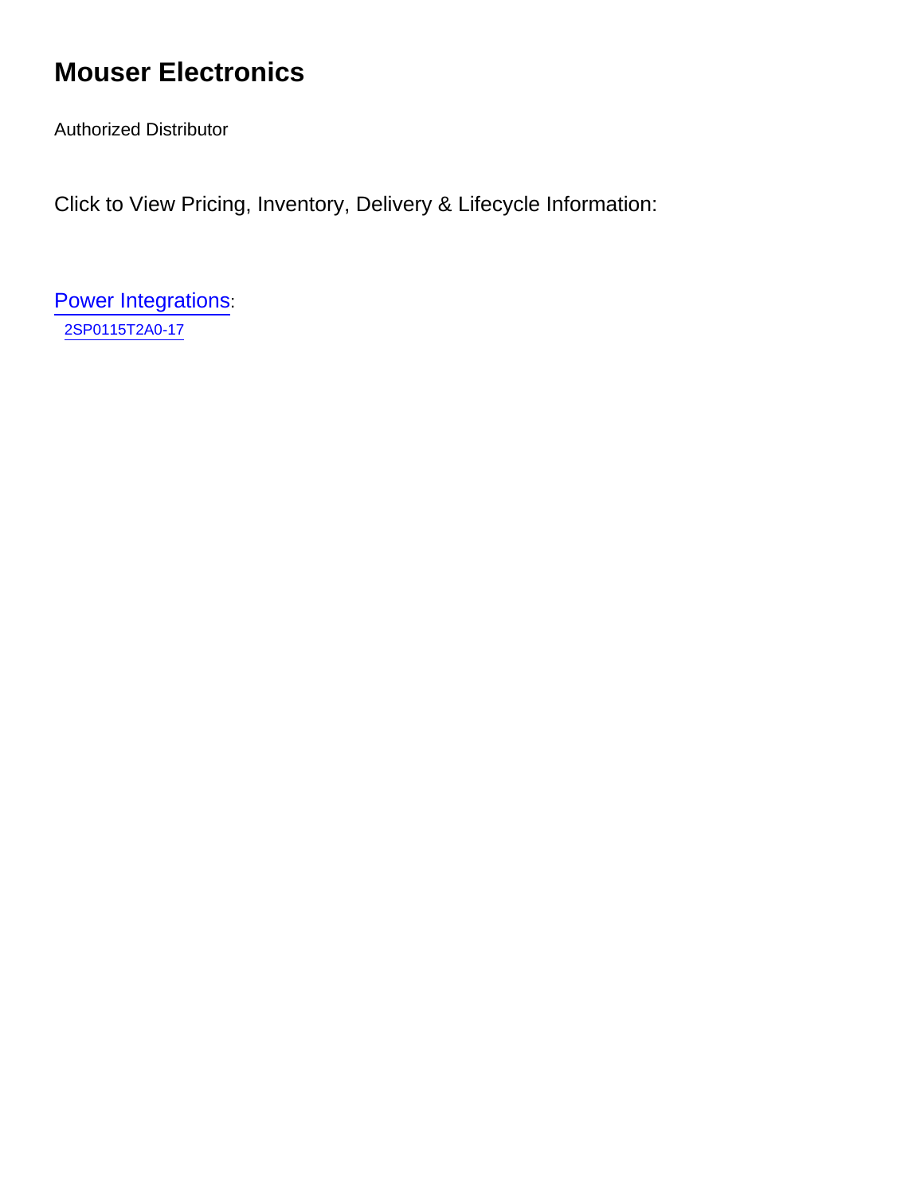# Mouser Electronics

Authorized Distributor

Click to View Pricing, Inventory, Delivery & Lifecycle Information:

Power Integrations:

2SP0115T2A0-17